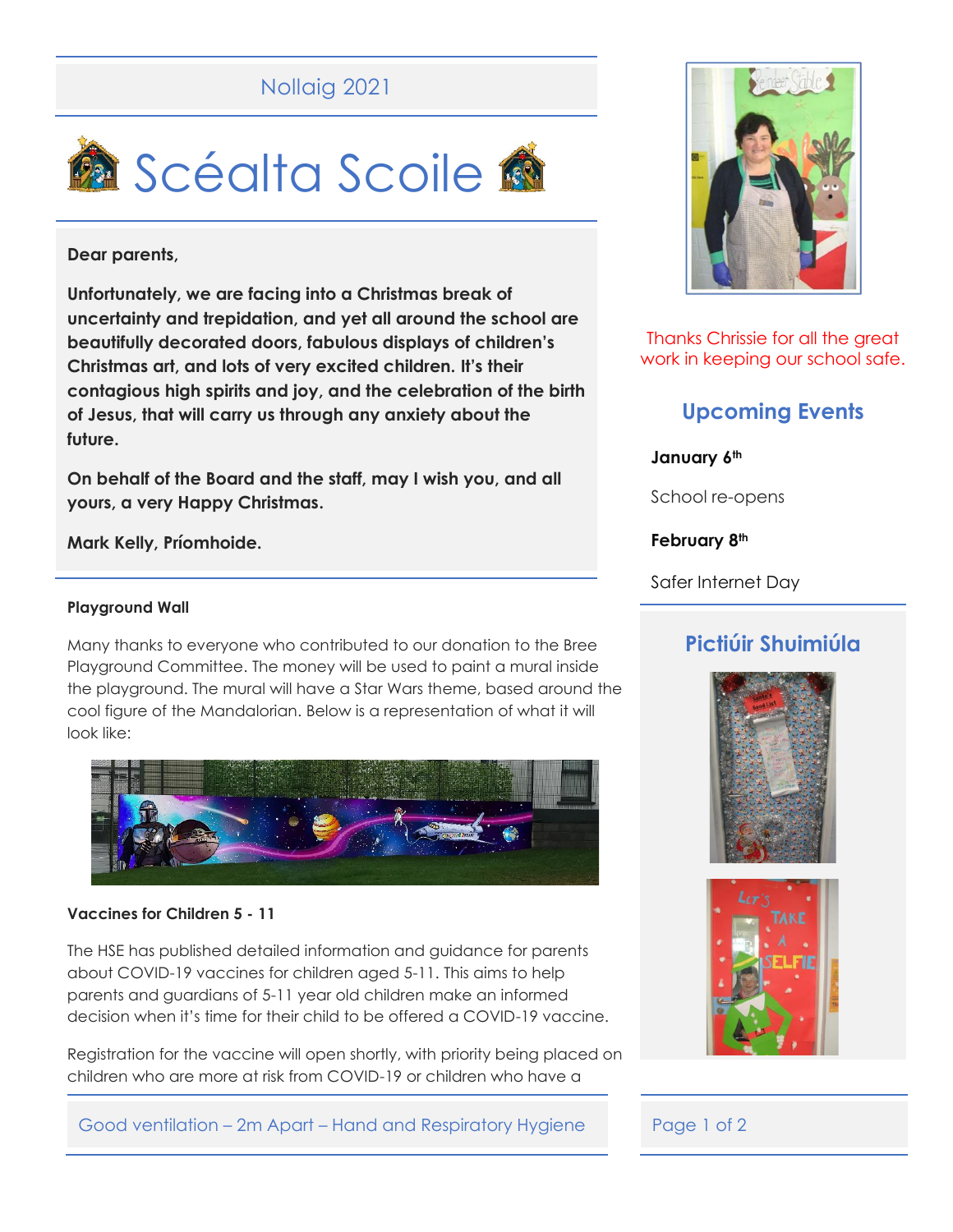Nollaig 2021

# Scéalta Scoile

**Dear parents,**

**Unfortunately, we are facing into a Christmas break of uncertainty and trepidation, and yet all around the school are beautifully decorated doors, fabulous displays of children's Christmas art, and lots of very excited children. It's their contagious high spirits and joy, and the celebration of the birth of Jesus, that will carry us through any anxiety about the future.**

**On behalf of the Board and the staff, may I wish you, and all yours, a very Happy Christmas.**

**Mark Kelly, Príomhoide.**

### Playground Wall

Many thanks to everyone who contributed to our donation to the Bree Playground Committee. The money will be used to paint a mural inside the playground. The mural will have a Star Wars theme, based around the cool figure of the Mandalorian. Below is a representation of what it will look like:

### Vaccines for Children 5 - 11

The HSE has published detailed information and guidance for parents about COVID-19 vaccines for children aged 5-11. This aims to help parents and guardians of 5-11 year old children make an informed decision when it's time for their child to be offered a COVID-19 vaccine.

Registration for the vaccine will open shortly, with priority being placed on children who are more at risk from COVID-19 or children who have a

Thanks Chrissie for all the great work in keeping our school safe.

## Upcoming Events

**January 6th**

School re-opens

**February 8th**

Safer Internet Day

## Pictiúir Shuimiúla

Good ventilation – 2m Apart – Hand and Respiratory Hygiene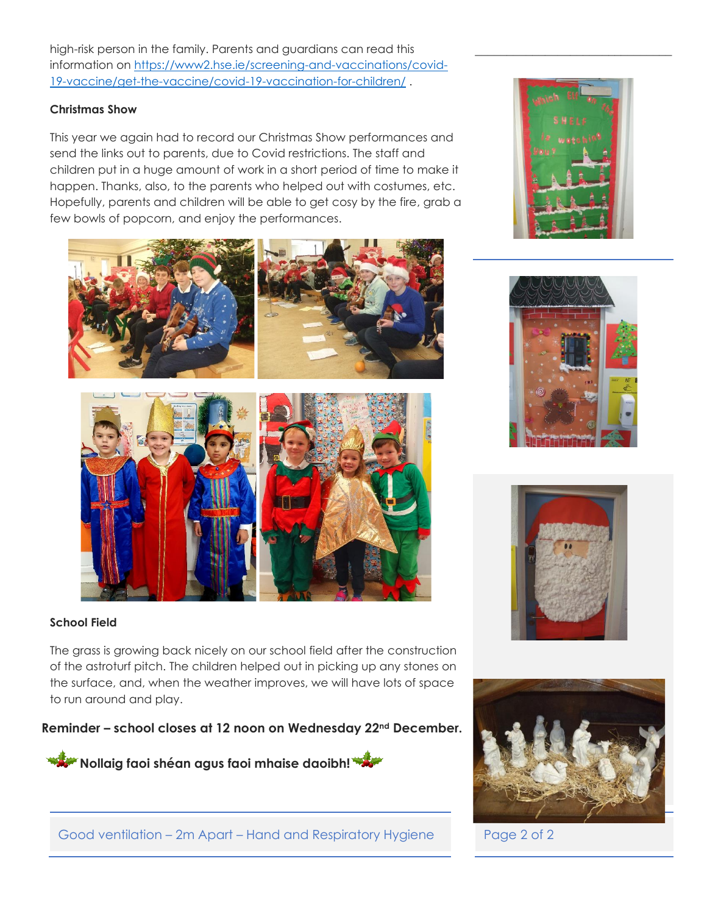high-risk person in the family. Parents and guardians can read this information on https://www2.hse.ie/screening-and-vaccinations/covid-19-vaccine/get-the-vaccine/covid-19-vaccination-for-children/ .

**Christmas Show**

This year we again had to record our Christmas Show performances and send the links out to parents, due to Covid restrictions. The staff and children put in a huge amount of work in a short period of time to make it happen. Thanks, also, to the parents who helped out with costumes, etc. Hopefully, parents and children will be able to get cosy by the fire, grab a few bowls of popcorn, and enjoy the performances.

**School Field**

The grass is growing back nicely on our school field after the construction of the astroturf pitch. The children helped out in picking up any stones on the surface, and, when the weather improves, we will have lots of space to run around and play.

**Reminder – school closes at 12 noon on Wednesday 22nd December.**

**Nollaig faoi shéan agus faoi mhaise daoibh!**

Good ventilation – 2m Apart – Hand and Respiratory Hygiene